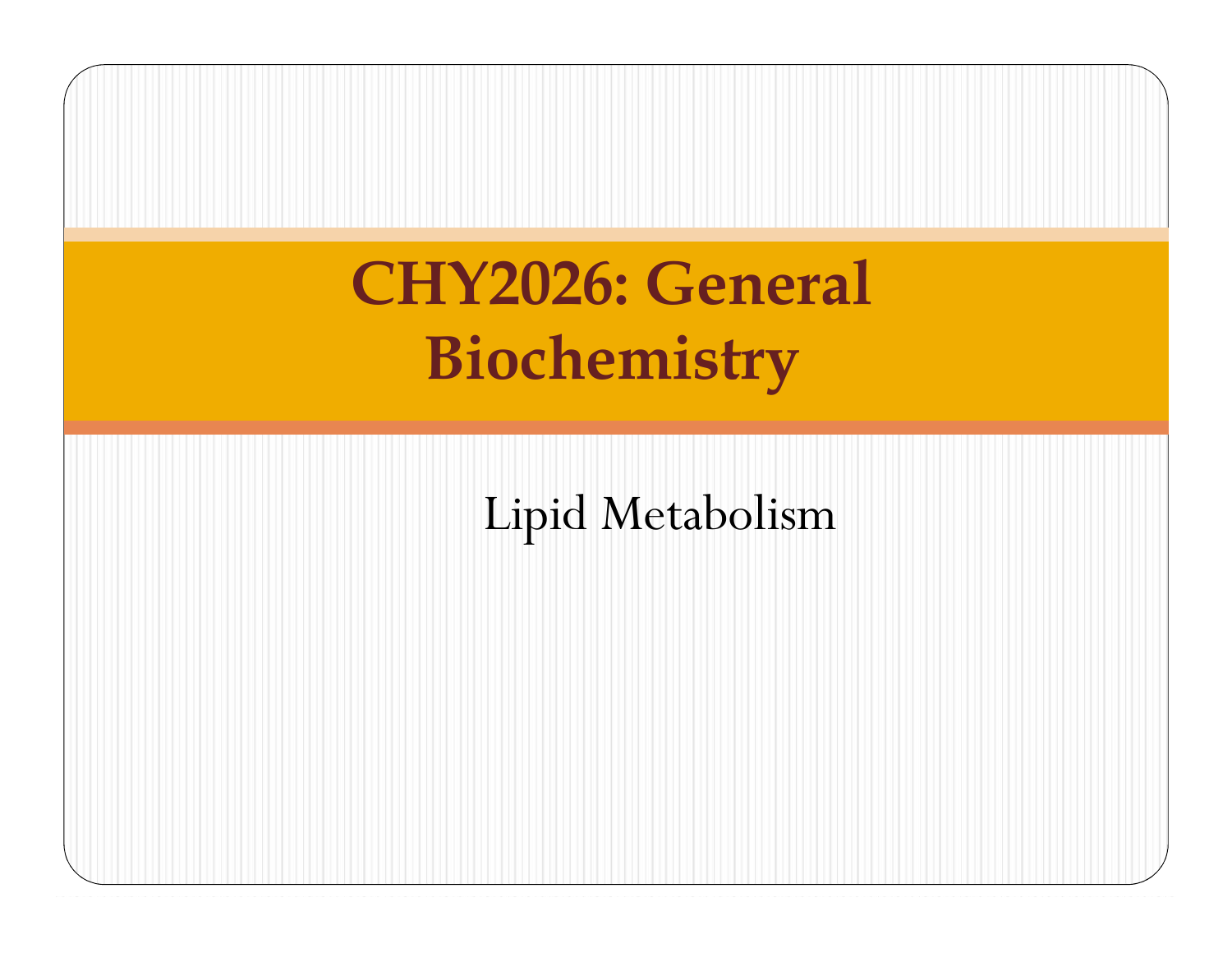# CHY2026: General Biochemistry

Lipid Metabolism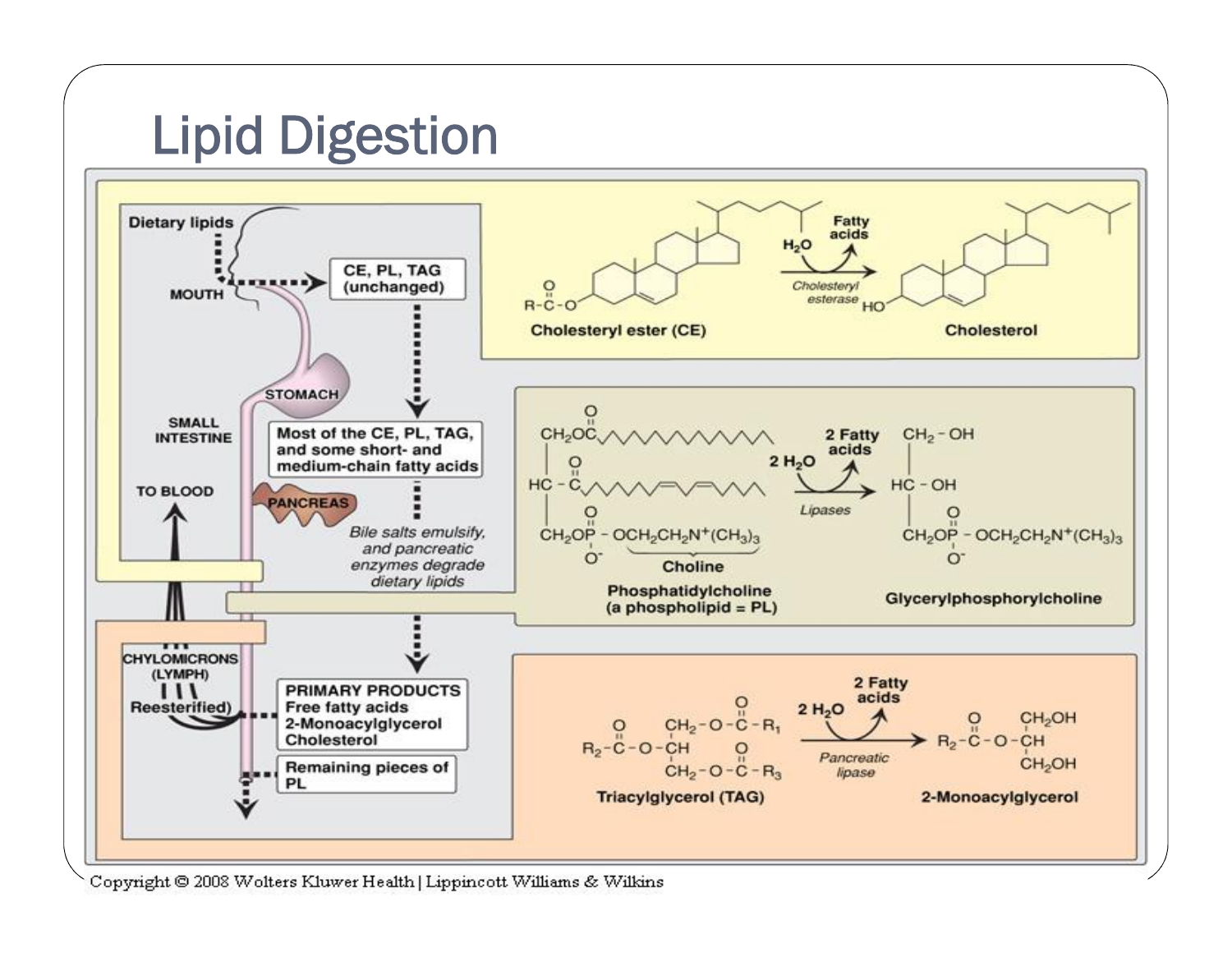# Lipid Digestion

Dietary lipids

MOUTH

CE, PL, TAG (unchanged)

STOMACH

SMALL INTESTINE

Most of the CE, PL, TAG, and some short- and medium-chain fatty acids

TO BLOOD

PANCREAS

*Bile salts emulsify, and pancreatic enzymes degrade dietary lipids*

CHYLOMICRONS (LYMPH)

Reesterified)

PRIMARY PRODUCTS
Free fatty acids
2-Monoacylglycerol
Cholesterol

Remaining pieces of PL

Cholesteryl ester (CE) → ($H_2O$ in, Fatty acids out; *Cholesteryl esterase*) → Cholesterol

Phosphatidylcholine (a phospholipid = PL) [Choline] → ($2\ H_2O$ in, 2 Fatty acids out; *Lipases*) → Glycerylphosphorylcholine

Triacylglycerol (TAG) → ($2\ H_2O$ in, 2 Fatty acids out; *Pancreatic lipase*) → 2-Monoacylglycerol

Copyright © 2008 Wolters Kluwer Health | Lippincott Williams & Wilkins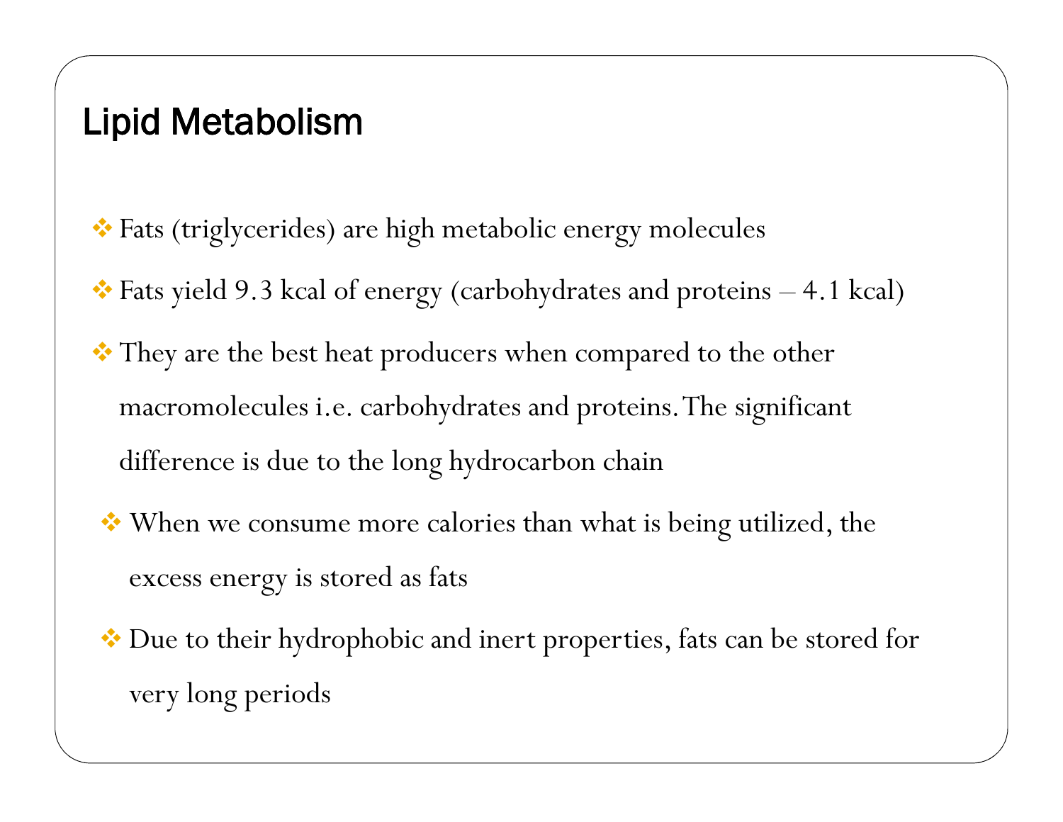# Lipid Metabolism

- Fats (triglycerides) are high metabolic energy molecules
- Fats yield 9.3 kcal of energy (carbohydrates and proteins – 4.1 kcal)
- They are the best heat producers when compared to the other macromolecules i.e. carbohydrates and proteins. The significant difference is due to the long hydrocarbon chain
- When we consume more calories than what is being utilized, the excess energy is stored as fats
- Due to their hydrophobic and inert properties, fats can be stored for very long periods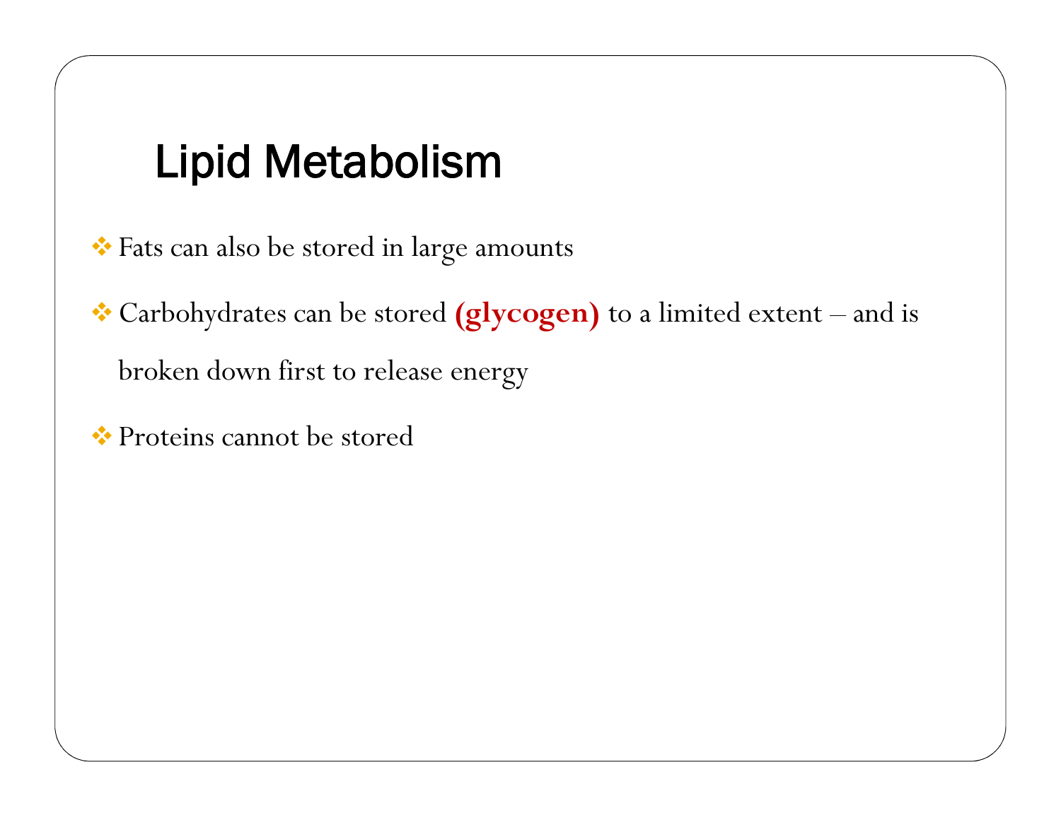# Lipid Metabolism

- Fats can also be stored in large amounts
- Carbohydrates can be stored **(glycogen)** to a limited extent – and is broken down first to release energy
- Proteins cannot be stored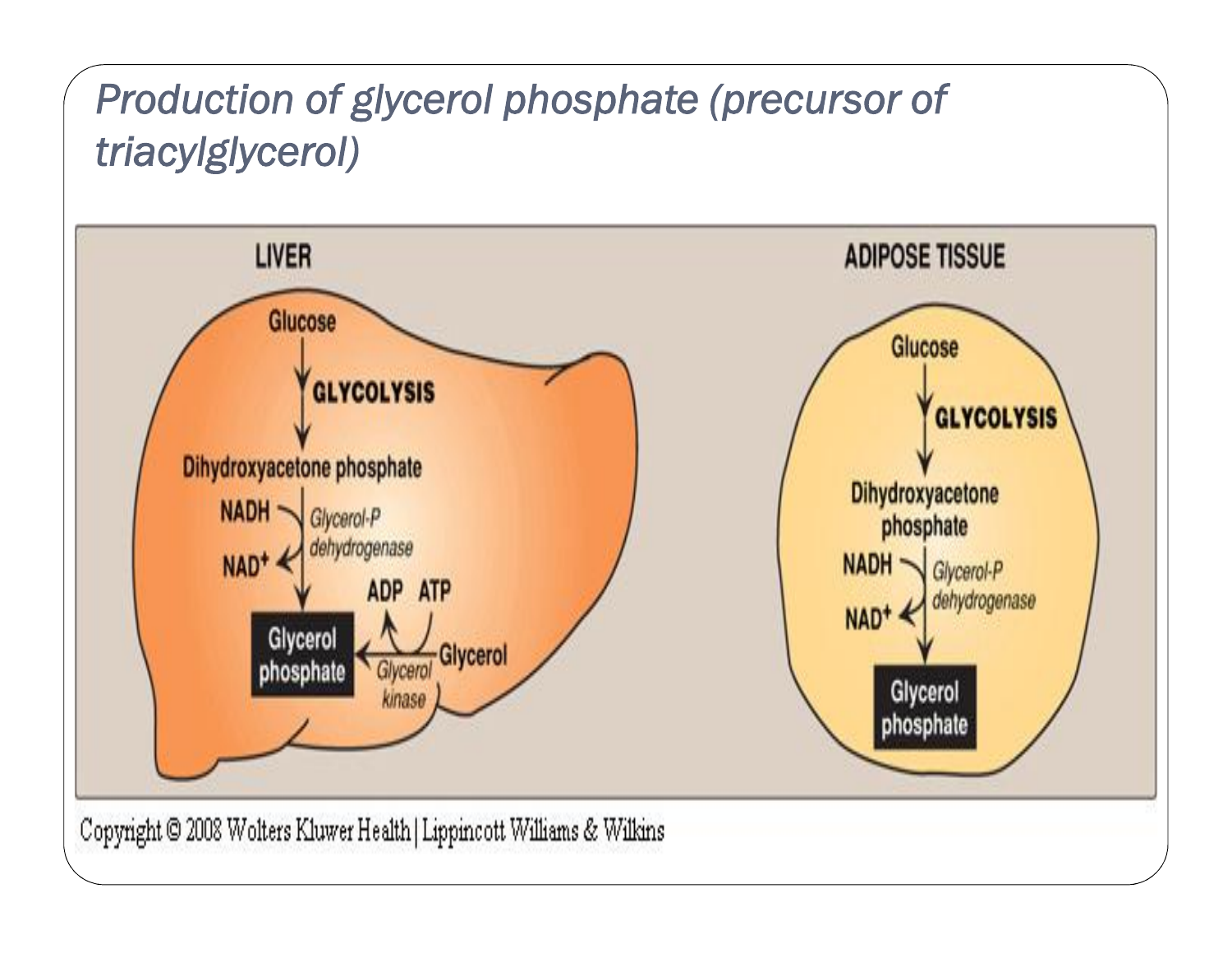# *Production of glycerol phosphate (precursor of triacylglycerol)*

**LIVER**

Glucose
↓ **GLYCOLYSIS**
Dihydroxyacetone phosphate
↓ NADH → $NAD^+$ (*Glycerol-P dehydrogenase*)
**Glycerol phosphate** ← Glycerol (*Glycerol kinase*; ATP → ADP)

**ADIPOSE TISSUE**

Glucose
↓ **GLYCOLYSIS**
Dihydroxyacetone phosphate
↓ NADH → $NAD^+$ (*Glycerol-P dehydrogenase*)
**Glycerol phosphate**

Copyright © 2008 Wolters Kluwer Health | Lippincott Williams & Wilkins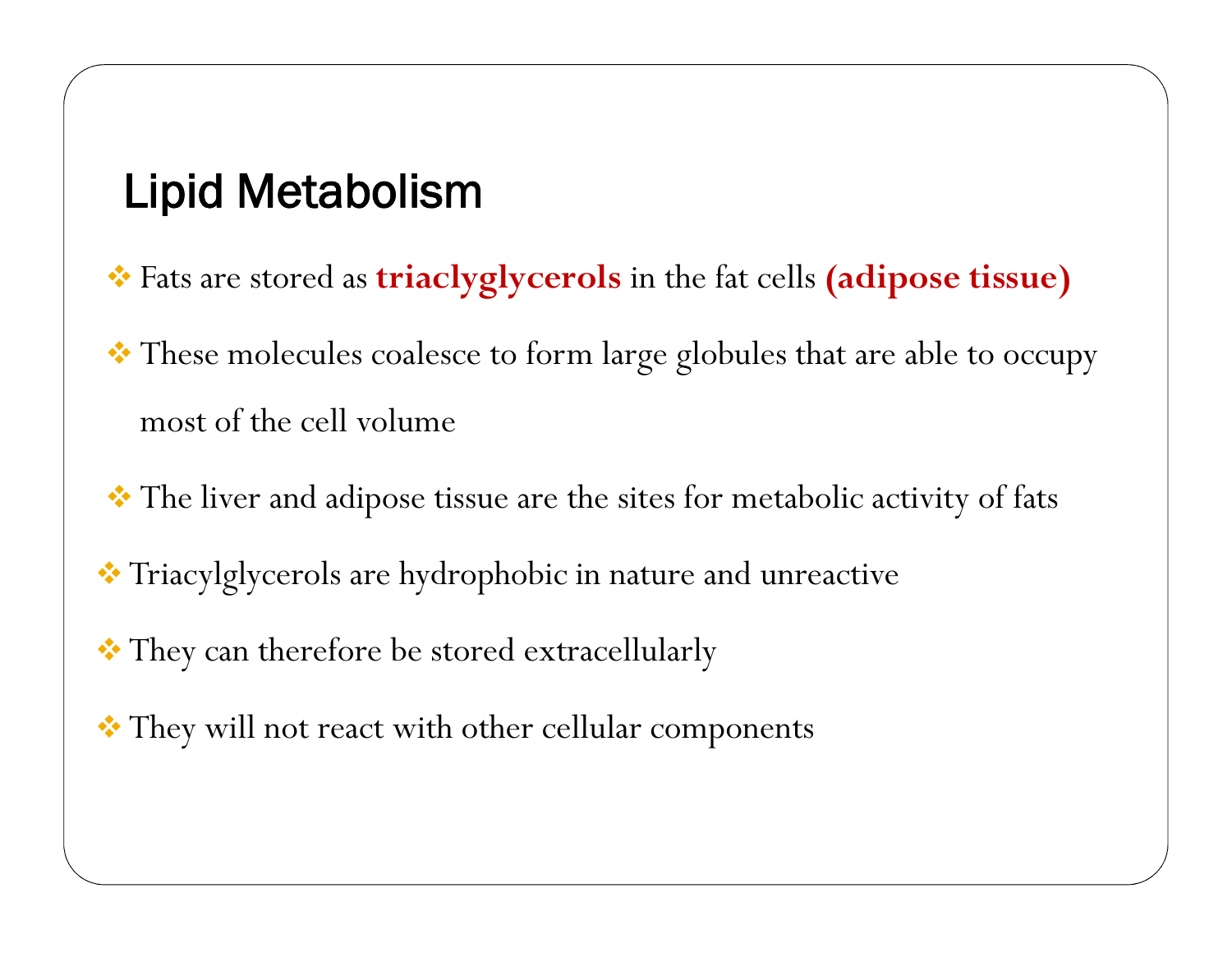# Lipid Metabolism

- Fats are stored as **triaclyglycerols** in the fat cells **(adipose tissue)**
- These molecules coalesce to form large globules that are able to occupy most of the cell volume
- The liver and adipose tissue are the sites for metabolic activity of fats
- Triacylglycerols are hydrophobic in nature and unreactive
- They can therefore be stored extracellularly
- They will not react with other cellular components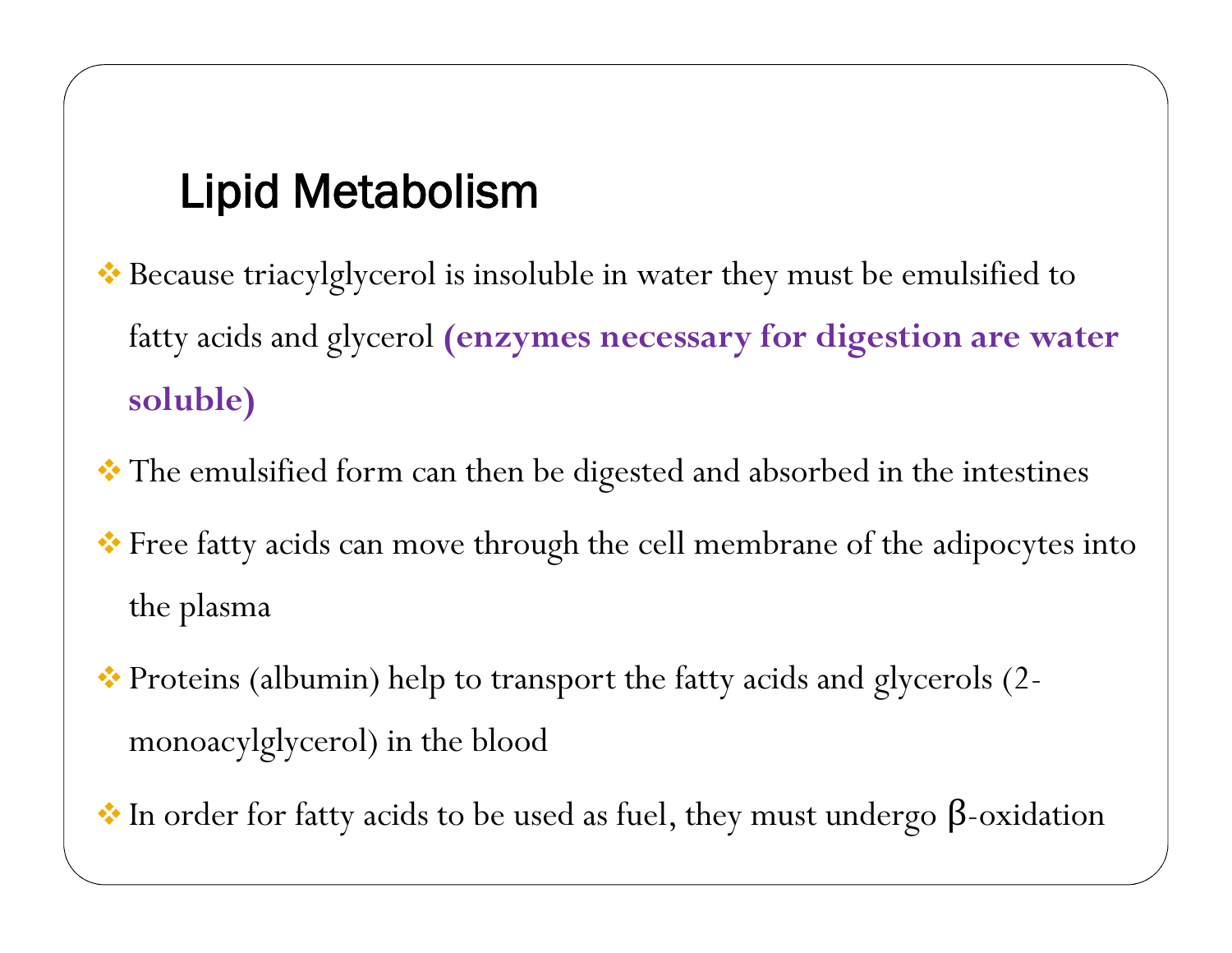# Lipid Metabolism

- Because triacylglycerol is insoluble in water they must be emulsified to fatty acids and glycerol **(enzymes necessary for digestion are water soluble)**
- The emulsified form can then be digested and absorbed in the intestines
- Free fatty acids can move through the cell membrane of the adipocytes into the plasma
- Proteins (albumin) help to transport the fatty acids and glycerols (2-monoacylglycerol) in the blood
- In order for fatty acids to be used as fuel, they must undergo β-oxidation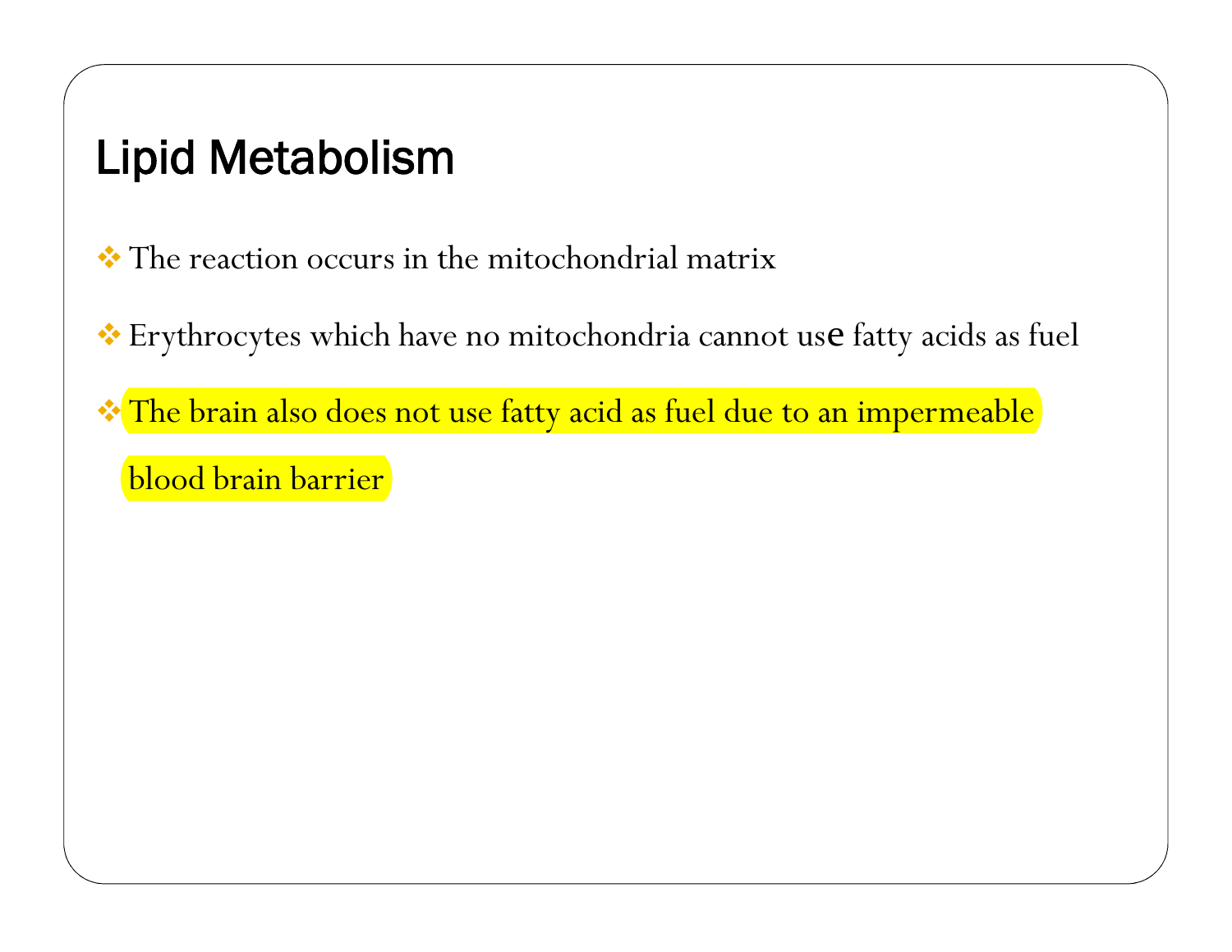# Lipid Metabolism

- The reaction occurs in the mitochondrial matrix
- Erythrocytes which have no mitochondria cannot use fatty acids as fuel
- The brain also does not use fatty acid as fuel due to an impermeable blood brain barrier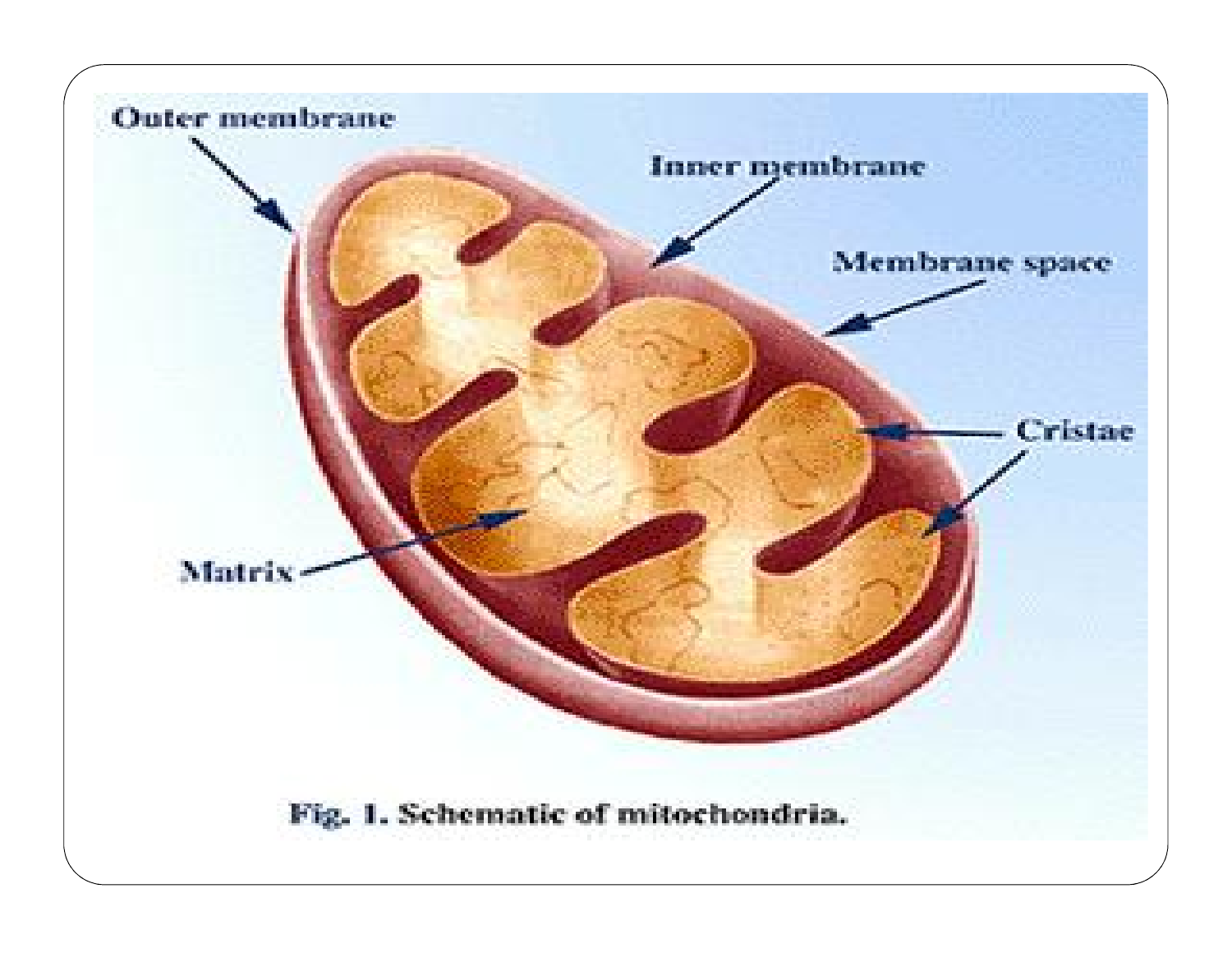Outer membrane

Inner membrane

Membrane space

Cristae

Matrix

Fig. 1. Schematic of mitochondria.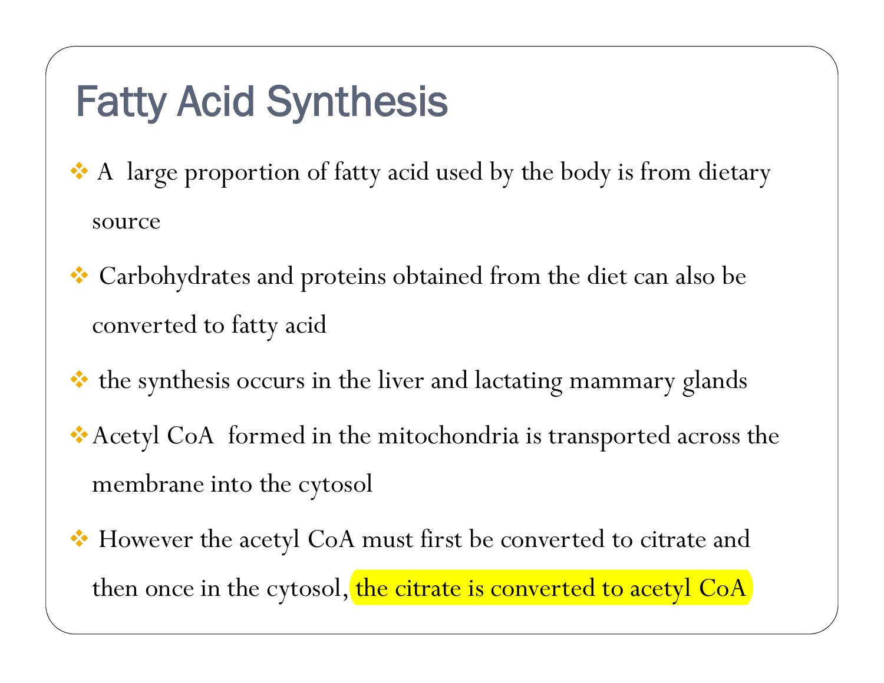# Fatty Acid Synthesis

- A large proportion of fatty acid used by the body is from dietary source
- Carbohydrates and proteins obtained from the diet can also be converted to fatty acid
- the synthesis occurs in the liver and lactating mammary glands
- Acetyl CoA formed in the mitochondria is transported across the membrane into the cytosol
- However the acetyl CoA must first be converted to citrate and then once in the cytosol, the citrate is converted to acetyl CoA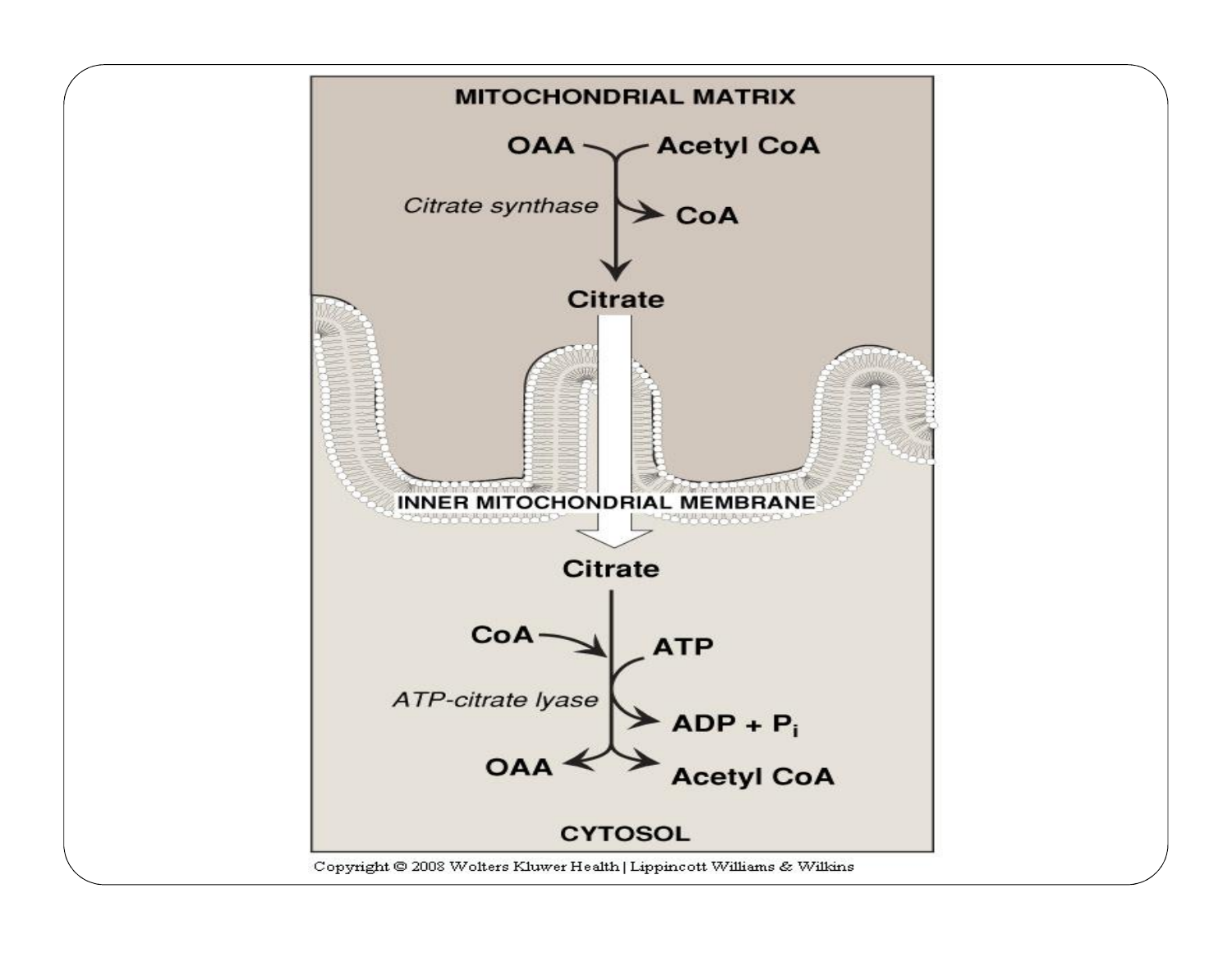MITOCHONDRIAL MATRIX

OAA + Acetyl CoA

*Citrate synthase*

→ CoA

Citrate

INNER MITOCHONDRIAL MEMBRANE

Citrate

CoA

ATP

*ATP-citrate lyase*

ADP + $P_i$

OAA

Acetyl CoA

CYTOSOL

Copyright © 2008 Wolters Kluwer Health | Lippincott Williams & Wilkins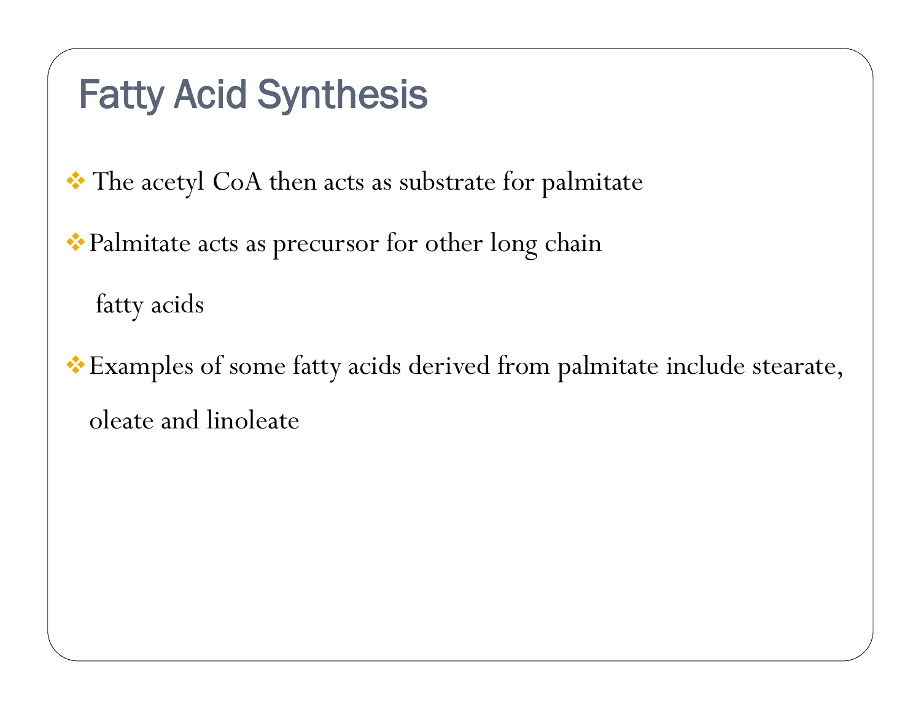# Fatty Acid Synthesis

- The acetyl CoA then acts as substrate for palmitate
- Palmitate acts as precursor for other long chain fatty acids
- Examples of some fatty acids derived from palmitate include stearate, oleate and linoleate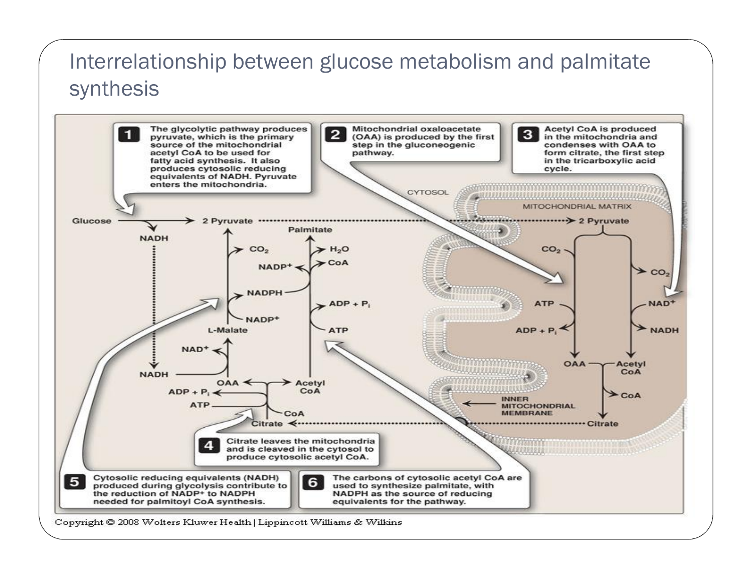# Interrelationship between glucose metabolism and palmitate synthesis

**1** The glycolytic pathway produces pyruvate, which is the primary source of the mitochondrial acetyl CoA to be used for fatty acid synthesis. It also produces cytosolic reducing equivalents of NADH. Pyruvate enters the mitochondria.

**2** Mitochondrial oxaloacetate (OAA) is produced by the first step in the gluconeogenic pathway.

**3** Acetyl CoA is produced in the mitochondria and condenses with OAA to form citrate, the first step in the tricarboxylic acid cycle.

**4** Citrate leaves the mitochondria and is cleaved in the cytosol to produce cytosolic acetyl CoA.

**5** Cytosolic reducing equivalents (NADH) produced during glycolysis contribute to the reduction of $NADP^+$ to NADPH needed for palmitoyl CoA synthesis.

**6** The carbons of cytosolic acetyl CoA are used to synthesize palmitate, with NADPH as the source of reducing equivalents for the pathway.

CYTOSOL

MITOCHONDRIAL MATRIX

INNER MITOCHONDRIAL MEMBRANE

Glucose → 2 Pyruvate (NADH) ····· 2 Pyruvate

2 Pyruvate → OAA ($CO_2$, ATP → ADP + $P_i$); 2 Pyruvate → Acetyl CoA ($CO_2$, $NAD^+$ → NADH)

OAA + Acetyl CoA → Citrate (CoA) ····· Citrate

Citrate (CoA, ATP → ADP + $P_i$) → OAA + Acetyl CoA

OAA → L-Malate (NADH → $NAD^+$)

L-Malate → Pyruvate ($NADP^+$ → NADPH, $CO_2$)

Acetyl CoA → Palmitate (ATP → ADP + $P_i$; NADPH → $NADP^+$; CoA, $H_2O$)

Copyright © 2008 Wolters Kluwer Health | Lippincott Williams & Wilkins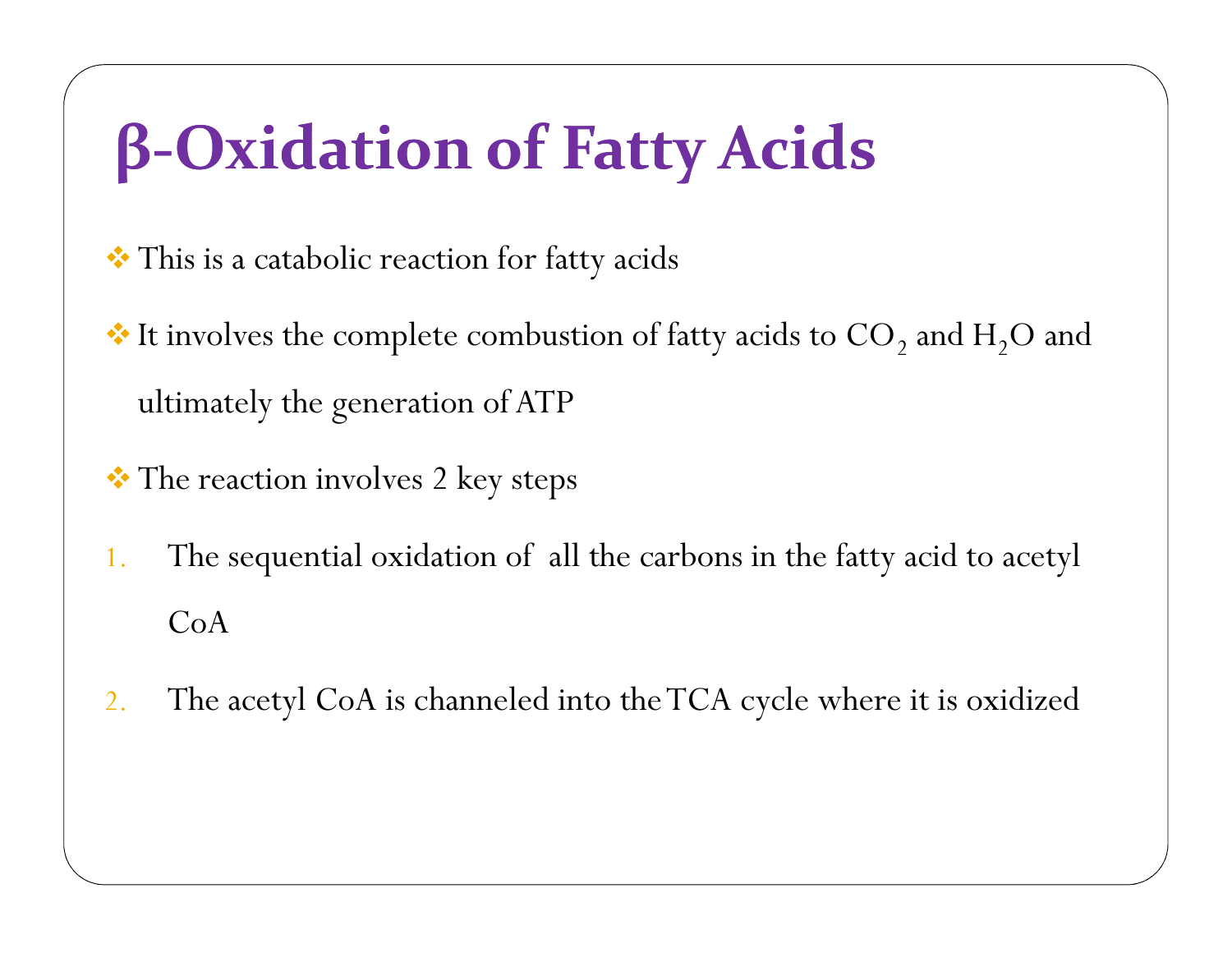# β-Oxidation of Fatty Acids

- This is a catabolic reaction for fatty acids
- It involves the complete combustion of fatty acids to $CO_2$ and $H_2O$ and ultimately the generation of ATP
- The reaction involves 2 key steps

1. The sequential oxidation of all the carbons in the fatty acid to acetyl CoA
2. The acetyl CoA is channeled into the TCA cycle where it is oxidized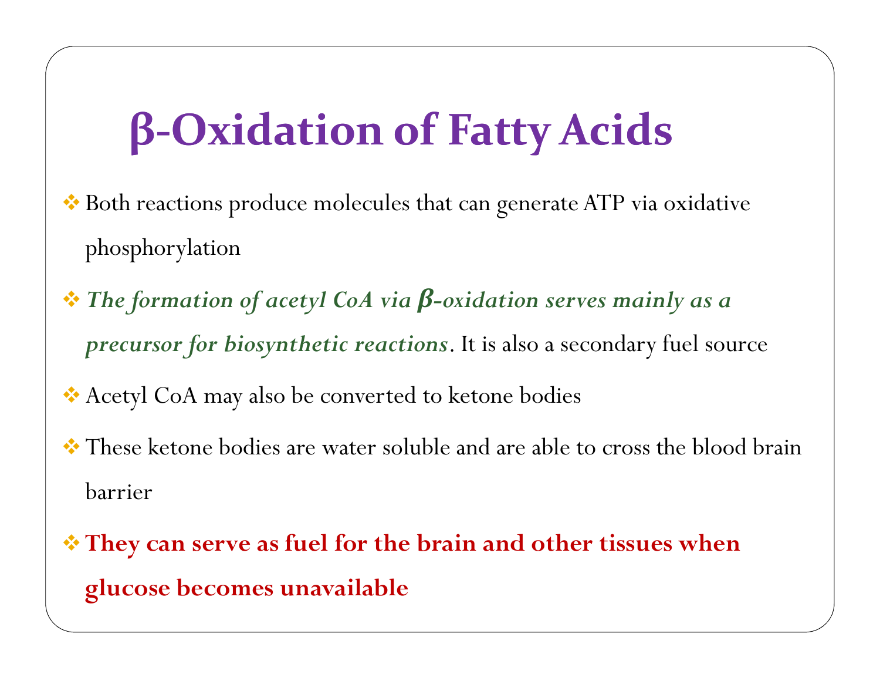# β-Oxidation of Fatty Acids

- Both reactions produce molecules that can generate ATP via oxidative phosphorylation
- ***The formation of acetyl CoA via β-oxidation serves mainly as a precursor for biosynthetic reactions***. It is also a secondary fuel source
- Acetyl CoA may also be converted to ketone bodies
- These ketone bodies are water soluble and are able to cross the blood brain barrier
- **They can serve as fuel for the brain and other tissues when glucose becomes unavailable**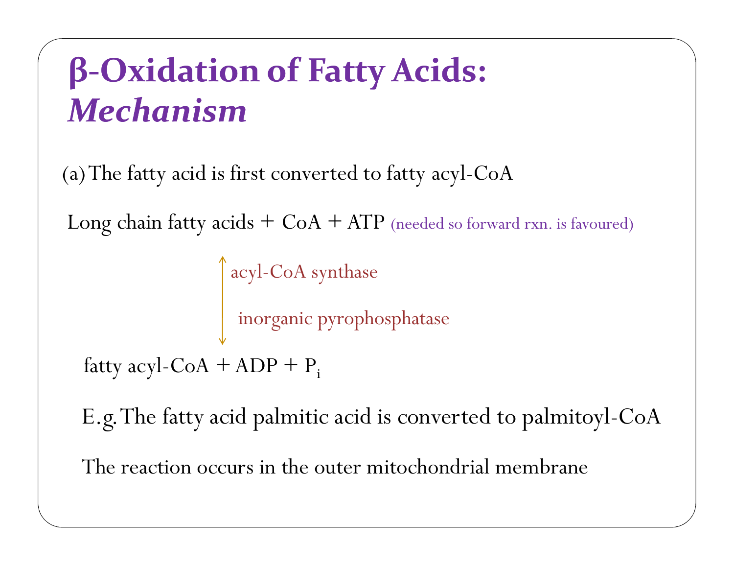# β-Oxidation of Fatty Acids: *Mechanism*

(a) The fatty acid is first converted to fatty acyl-CoA

Long chain fatty acids + CoA + ATP (needed so forward rxn. is favoured)

↕ acyl-CoA synthase

inorganic pyrophosphatase

fatty acyl-CoA + ADP + $P_i$

E.g. The fatty acid palmitic acid is converted to palmitoyl-CoA

The reaction occurs in the outer mitochondrial membrane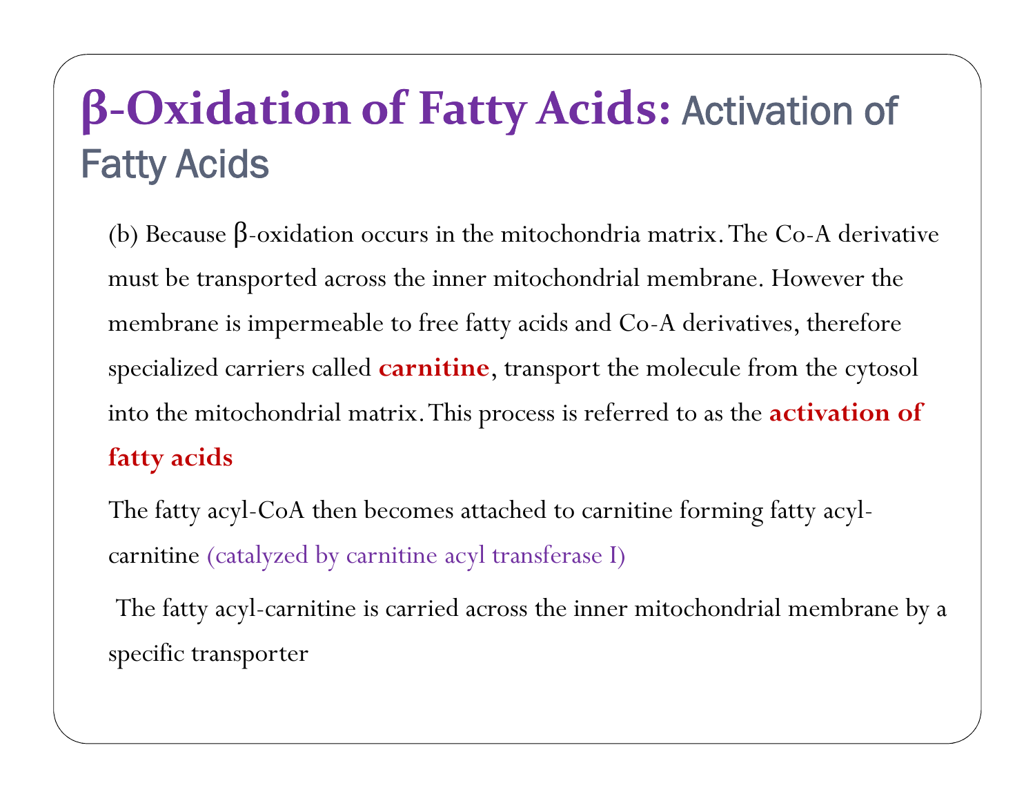# **β-Oxidation of Fatty Acids:** Activation of Fatty Acids

(b) Because β-oxidation occurs in the mitochondria matrix. The Co-A derivative must be transported across the inner mitochondrial membrane. However the membrane is impermeable to free fatty acids and Co-A derivatives, therefore specialized carriers called **carnitine**, transport the molecule from the cytosol into the mitochondrial matrix. This process is referred to as the **activation of fatty acids**

The fatty acyl-CoA then becomes attached to carnitine forming fatty acyl-carnitine (catalyzed by carnitine acyl transferase I)

The fatty acyl-carnitine is carried across the inner mitochondrial membrane by a specific transporter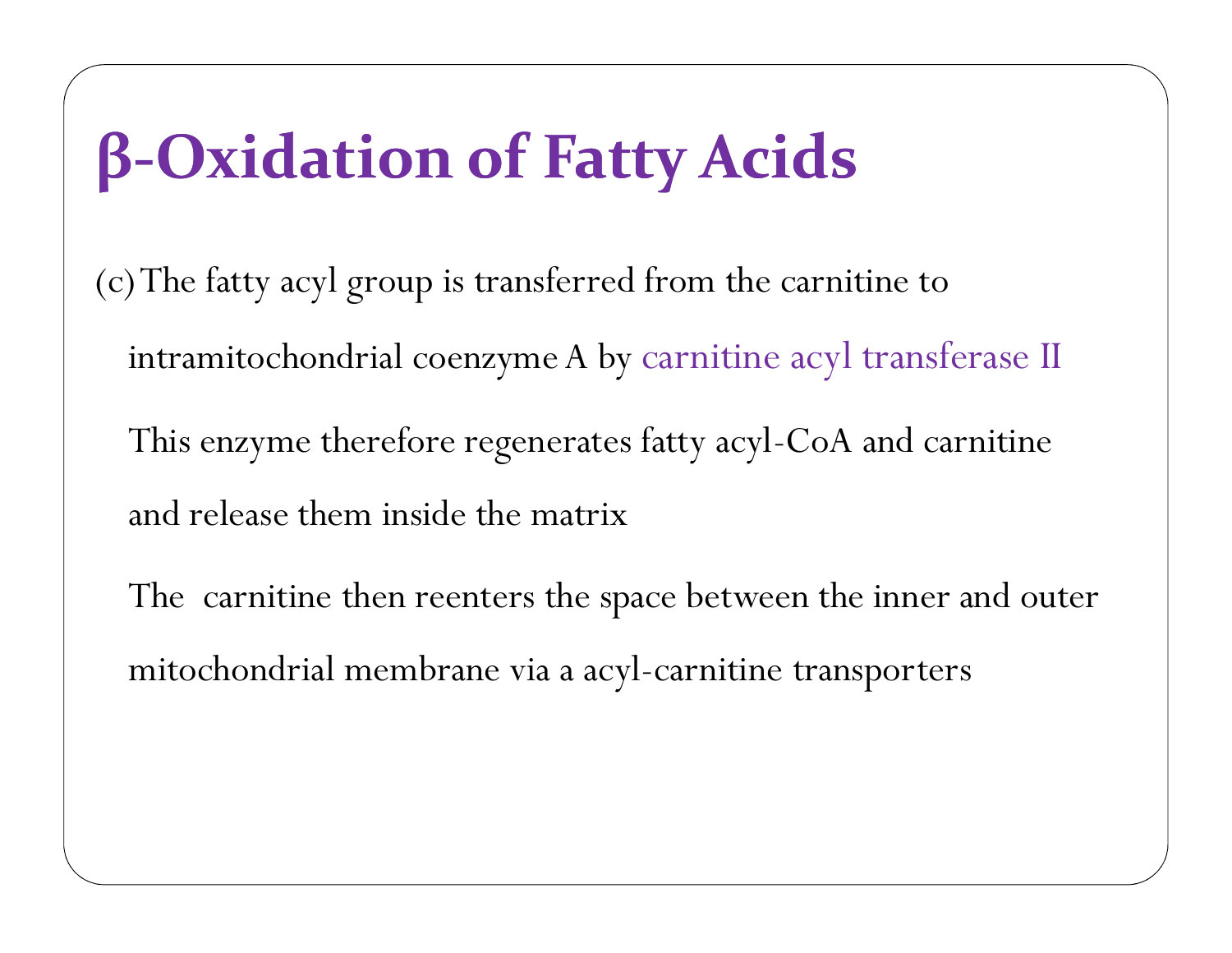# β-Oxidation of Fatty Acids

(c) The fatty acyl group is transferred from the carnitine to intramitochondrial coenzyme A by carnitine acyl transferase II

This enzyme therefore regenerates fatty acyl-CoA and carnitine and release them inside the matrix

The carnitine then reenters the space between the inner and outer mitochondrial membrane via a acyl-carnitine transporters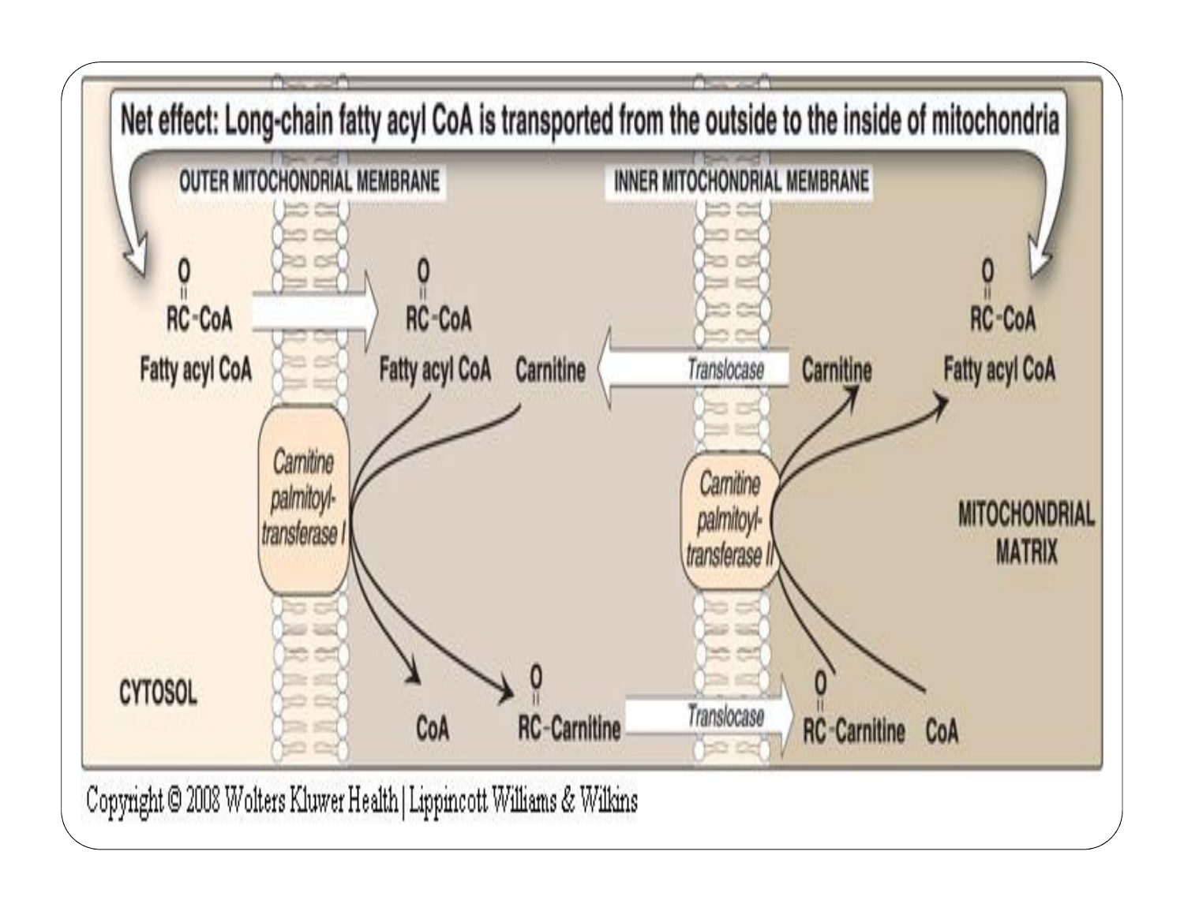Net effect: Long-chain fatty acyl CoA is transported from the outside to the inside of mitochondria

OUTER MITOCHONDRIAL MEMBRANE

INNER MITOCHONDRIAL MEMBRANE

CYTOSOL

MITOCHONDRIAL MATRIX

RC-CoA (Fatty acyl CoA) → RC-CoA (Fatty acyl CoA)

*Carnitine palmitoyl-transferase I*: Fatty acyl CoA + Carnitine → CoA + RC-Carnitine

RC-Carnitine → *Translocase* → RC-Carnitine

*Carnitine palmitoyl-transferase II*: RC-Carnitine + CoA → Carnitine + Fatty acyl CoA (RC-CoA)

Carnitine ← *Translocase* ← Carnitine

Copyright © 2008 Wolters Kluwer Health | Lippincott Williams & Wilkins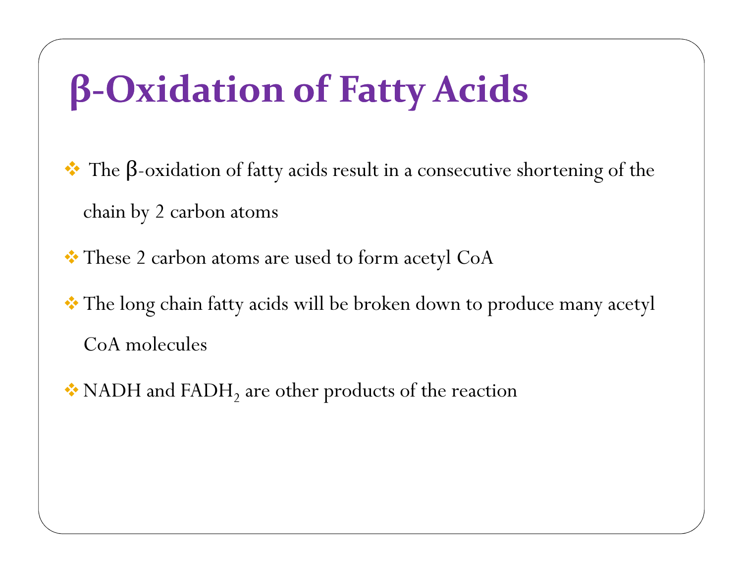# β-Oxidation of Fatty Acids

- The β-oxidation of fatty acids result in a consecutive shortening of the chain by 2 carbon atoms
- These 2 carbon atoms are used to form acetyl CoA
- The long chain fatty acids will be broken down to produce many acetyl CoA molecules
- NADH and $FADH_2$ are other products of the reaction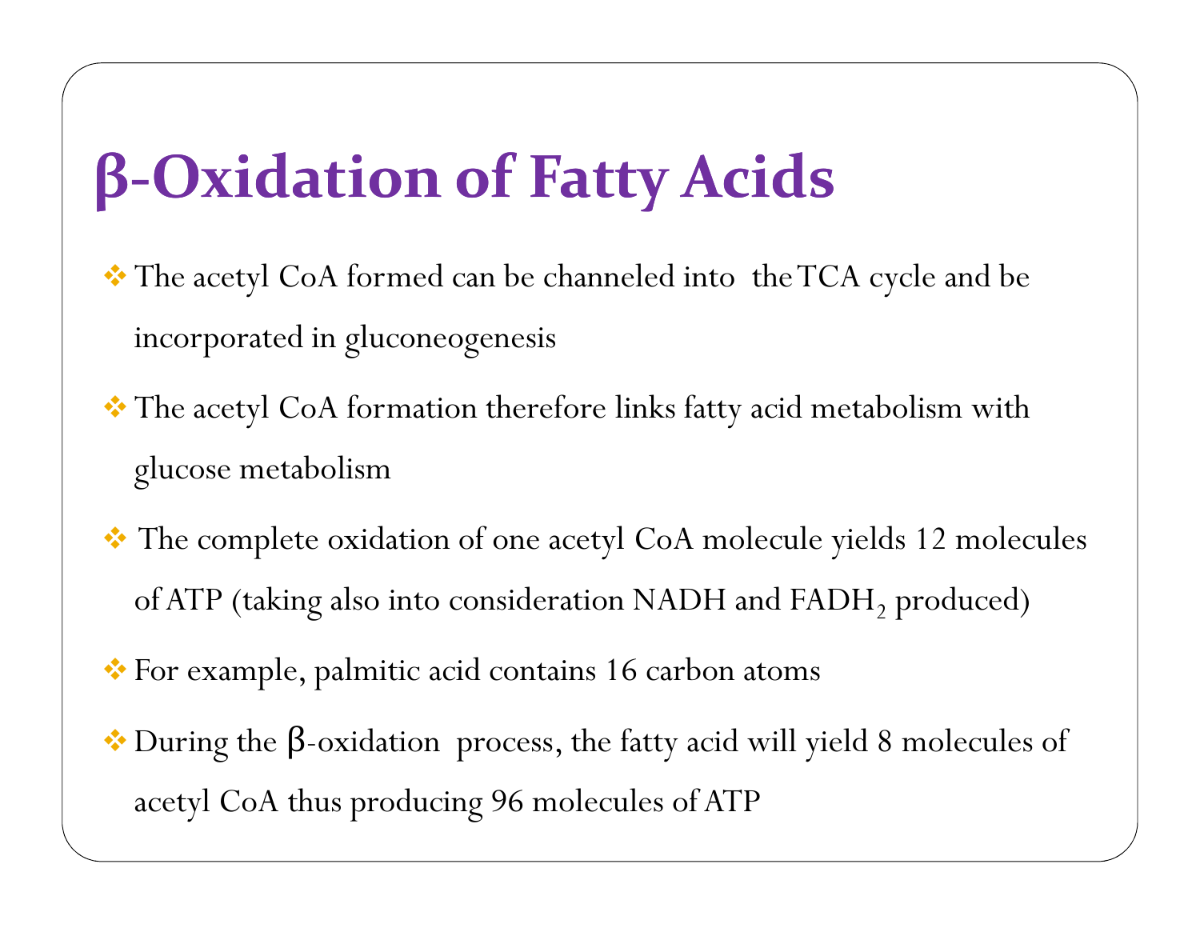# β-Oxidation of Fatty Acids

- The acetyl CoA formed can be channeled into the TCA cycle and be incorporated in gluconeogenesis
- The acetyl CoA formation therefore links fatty acid metabolism with glucose metabolism
- The complete oxidation of one acetyl CoA molecule yields 12 molecules of ATP (taking also into consideration NADH and $FADH_2$ produced)
- For example, palmitic acid contains 16 carbon atoms
- During the β-oxidation process, the fatty acid will yield 8 molecules of acetyl CoA thus producing 96 molecules of ATP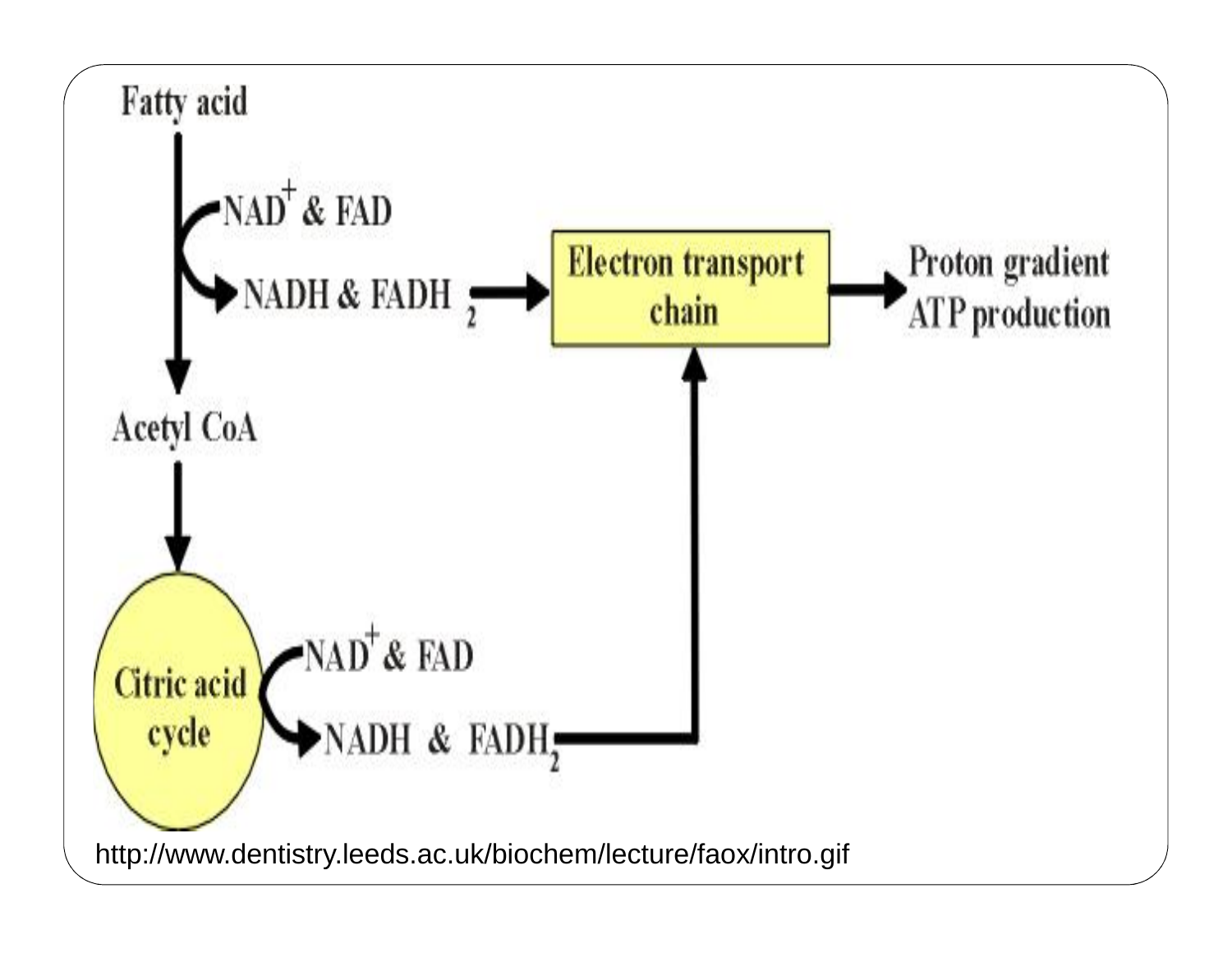Fatty acid

$NAD^+$ & FAD

NADH & $FADH_2$

Electron transport chain

Proton gradient ATP production

Acetyl CoA

Citric acid cycle

$NAD^+$ & FAD

NADH & $FADH_2$

http://www.dentistry.leeds.ac.uk/biochem/lecture/faox/intro.gif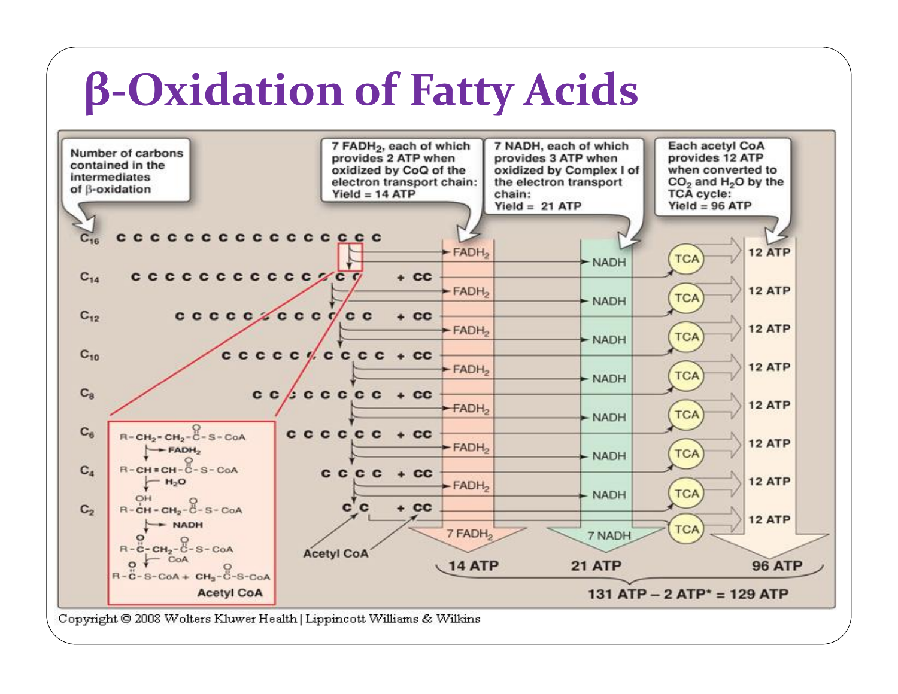# β-Oxidation of Fatty Acids

Number of carbons contained in the intermediates of β-oxidation

7 $FADH_2$, each of which provides 2 ATP when oxidized by CoQ of the electron transport chain: Yield = 14 ATP

7 NADH, each of which provides 3 ATP when oxidized by Complex I of the electron transport chain: Yield = 21 ATP

Each acetyl CoA provides 12 ATP when converted to $CO_2$ and $H_2O$ by the TCA cycle: Yield = 96 ATP

$C_{16}$ C C C C C C C C C C C C C C C C

$C_{14}$ C C C C C C C C C C C C C C + CC

$C_{12}$ C C C C C C C C C C C C + CC

$C_{10}$ C C C C C C C C C C + CC

$C_8$ C C C C C C C C + CC

$C_6$ C C C C C C + CC

$C_4$ C C C C + CC

$C_2$ C C + CC

Acetyl CoA

$R-CH_2-CH_2-\overset{O}{\overset{\|}{C}}-S-CoA$ → $FADH_2$

$R-CH=CH-\overset{O}{\overset{\|}{C}}-S-CoA$ → $H_2O$

$R-\overset{OH}{CH}-CH_2-\overset{O}{\overset{\|}{C}}-S-CoA$ → NADH

$R-\overset{O}{\overset{\|}{C}}-CH_2-\overset{O}{\overset{\|}{C}}-S-CoA$ ← CoA

$R-\overset{O}{\overset{\|}{C}}-S-CoA + CH_3-\overset{O}{\overset{\|}{C}}-S-CoA$

Acetyl CoA

7 $FADH_2$ → 14 ATP

7 NADH → 21 ATP

TCA → 12 ATP (×8) → 96 ATP

131 ATP – 2 ATP* = 129 ATP

Copyright © 2008 Wolters Kluwer Health | Lippincott Williams & Wilkins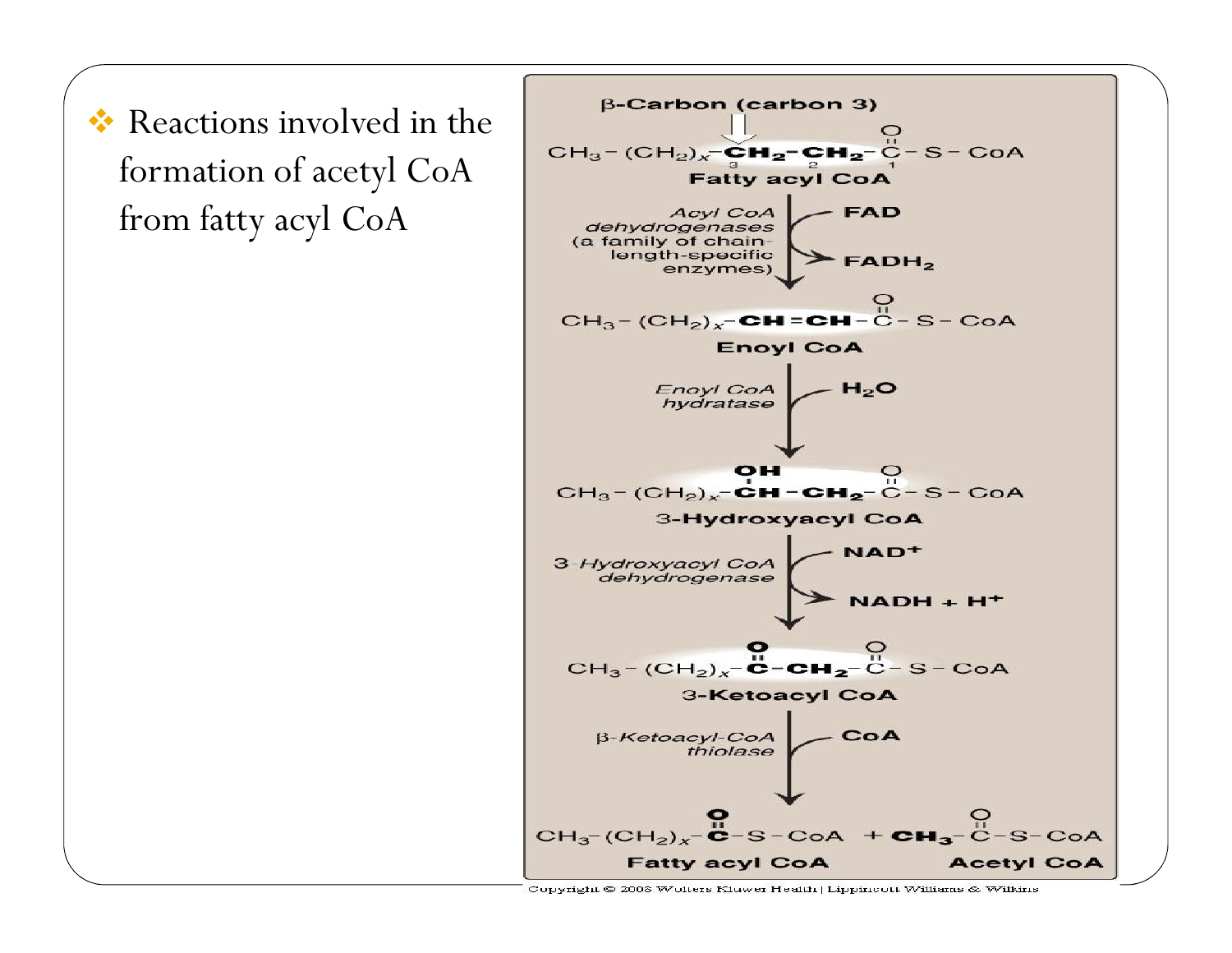- Reactions involved in the formation of acetyl CoA from fatty acyl CoA

β-Carbon (carbon 3)

$CH_3-(CH_2)_x-\mathbf{CH_2}-\mathbf{CH_2}-C(=O)-S-CoA$

**Fatty acyl CoA**

*Acyl CoA dehydrogenases (a family of chain-length-specific enzymes)*: FAD → $FADH_2$

$CH_3-(CH_2)_x-\mathbf{CH=CH}-C(=O)-S-CoA$

**Enoyl CoA**

*Enoyl CoA hydratase*: $H_2O$

$CH_3-(CH_2)_x-\mathbf{CH(OH)}-\mathbf{CH_2}-C(=O)-S-CoA$

**3-Hydroxyacyl CoA**

*3-Hydroxyacyl CoA dehydrogenase*: $NAD^+$ → $NADH + H^+$

$CH_3-(CH_2)_x-\mathbf{C(=O)}-\mathbf{CH_2}-C(=O)-S-CoA$

**3-Ketoacyl CoA**

*β-Ketoacyl-CoA thiolase*: CoA

$CH_3-(CH_2)_x-\mathbf{C(=O)}-S-CoA$ + $\mathbf{CH_3}-C(=O)-S-CoA$

**Fatty acyl CoA** **Acetyl CoA**

Copyright © 2008 Wolters Kluwer Health | Lippincott Williams & Wilkins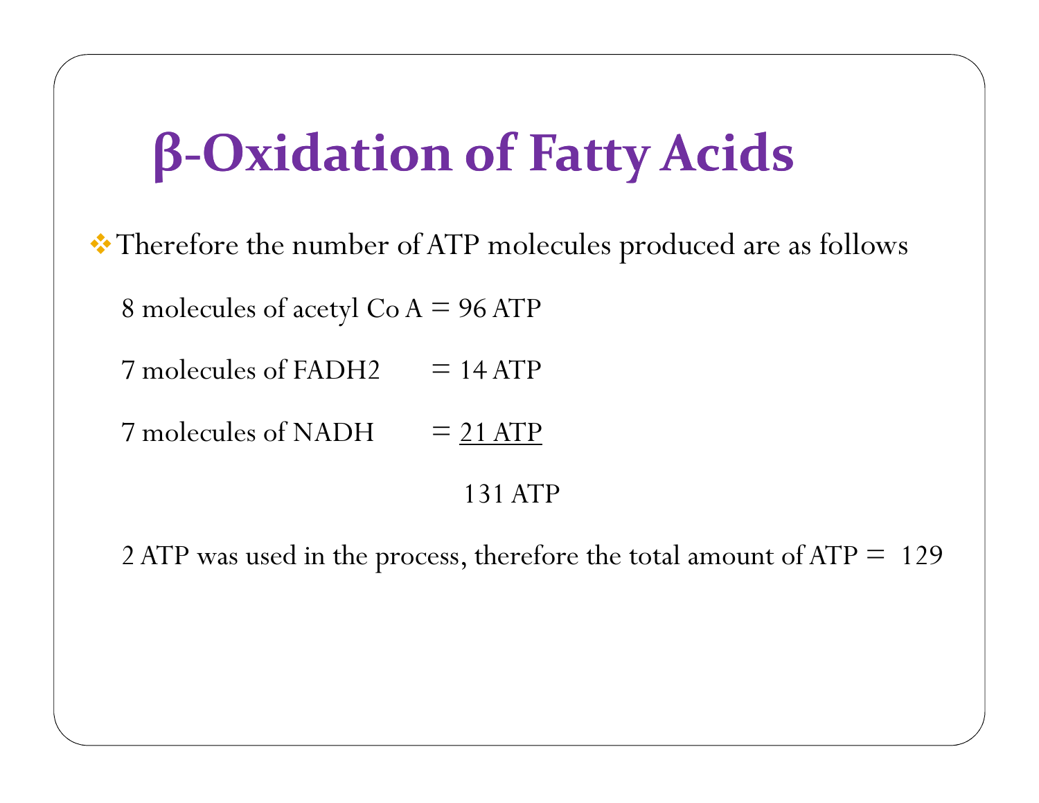# β-Oxidation of Fatty Acids

- Therefore the number of ATP molecules produced are as follows

  8 molecules of acetyl Co A = 96 ATP

  7 molecules of FADH2 = 14 ATP

  7 molecules of NADH = 21 ATP

  131 ATP

  2 ATP was used in the process, therefore the total amount of ATP = 129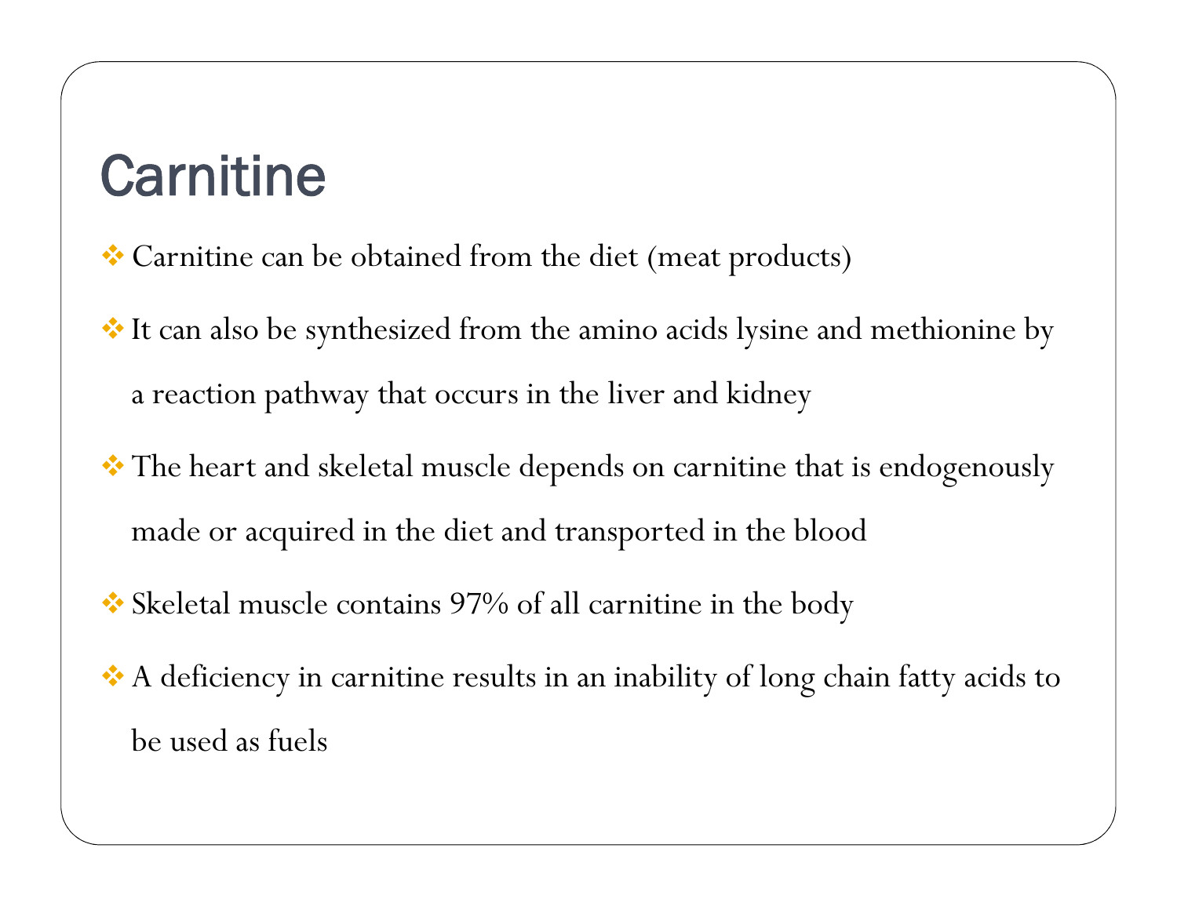# Carnitine

- Carnitine can be obtained from the diet (meat products)
- It can also be synthesized from the amino acids lysine and methionine by a reaction pathway that occurs in the liver and kidney
- The heart and skeletal muscle depends on carnitine that is endogenously made or acquired in the diet and transported in the blood
- Skeletal muscle contains 97% of all carnitine in the body
- A deficiency in carnitine results in an inability of long chain fatty acids to be used as fuels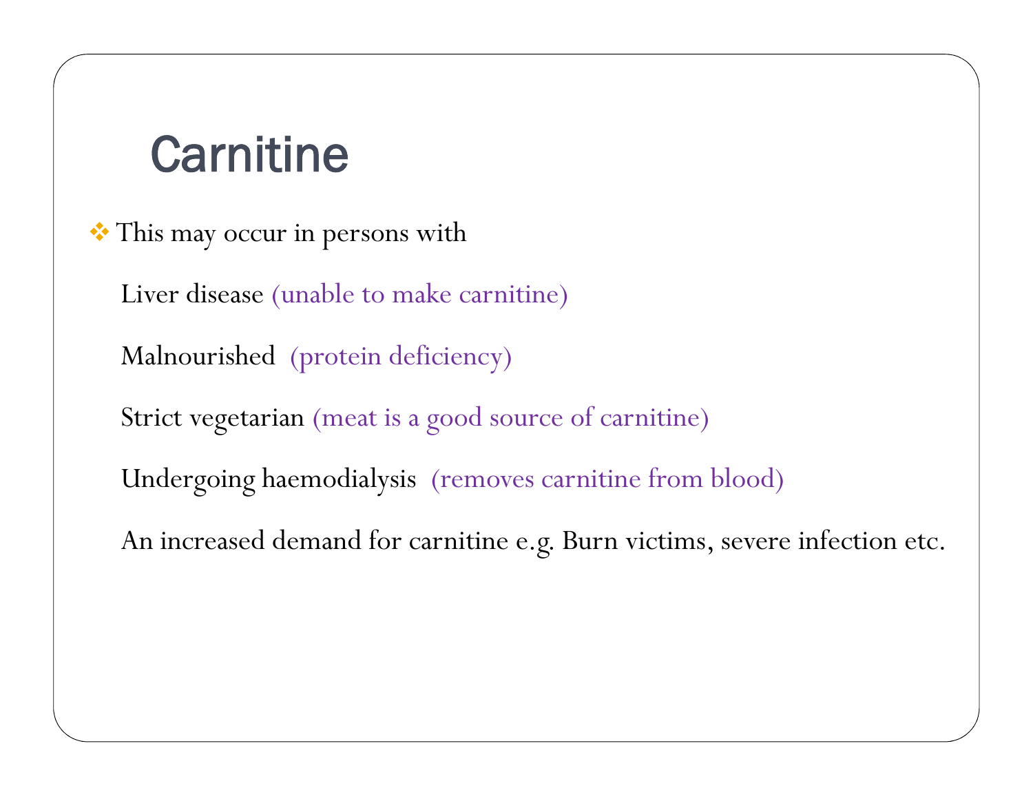# Carnitine

- This may occur in persons with

  Liver disease (unable to make carnitine)

  Malnourished (protein deficiency)

  Strict vegetarian (meat is a good source of carnitine)

  Undergoing haemodialysis (removes carnitine from blood)

  An increased demand for carnitine e.g. Burn victims, severe infection etc.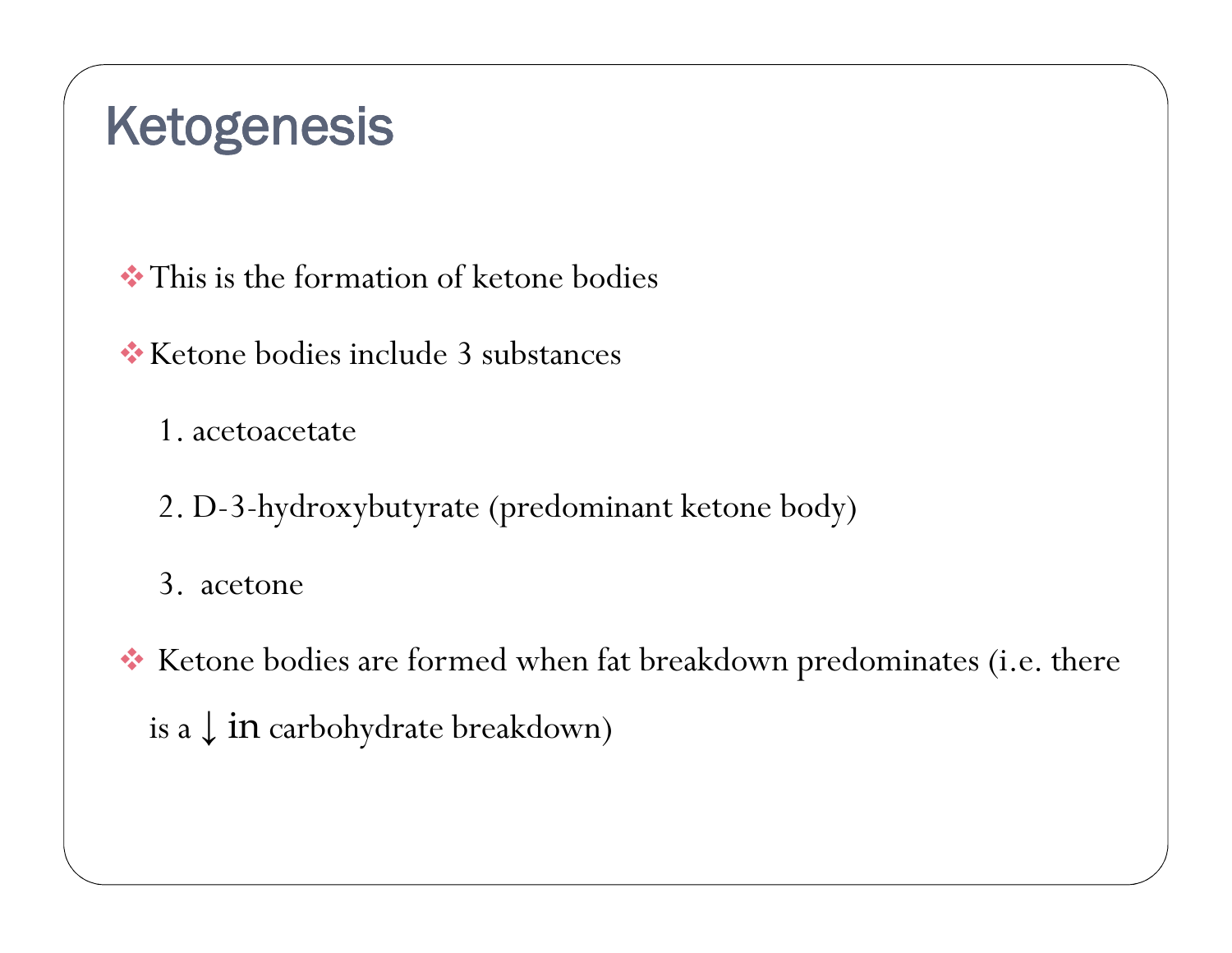# Ketogenesis

- This is the formation of ketone bodies
- Ketone bodies include 3 substances

    1. acetoacetate
    2. D-3-hydroxybutyrate (predominant ketone body)
    3. acetone

- Ketone bodies are formed when fat breakdown predominates (i.e. there is a ↓ in carbohydrate breakdown)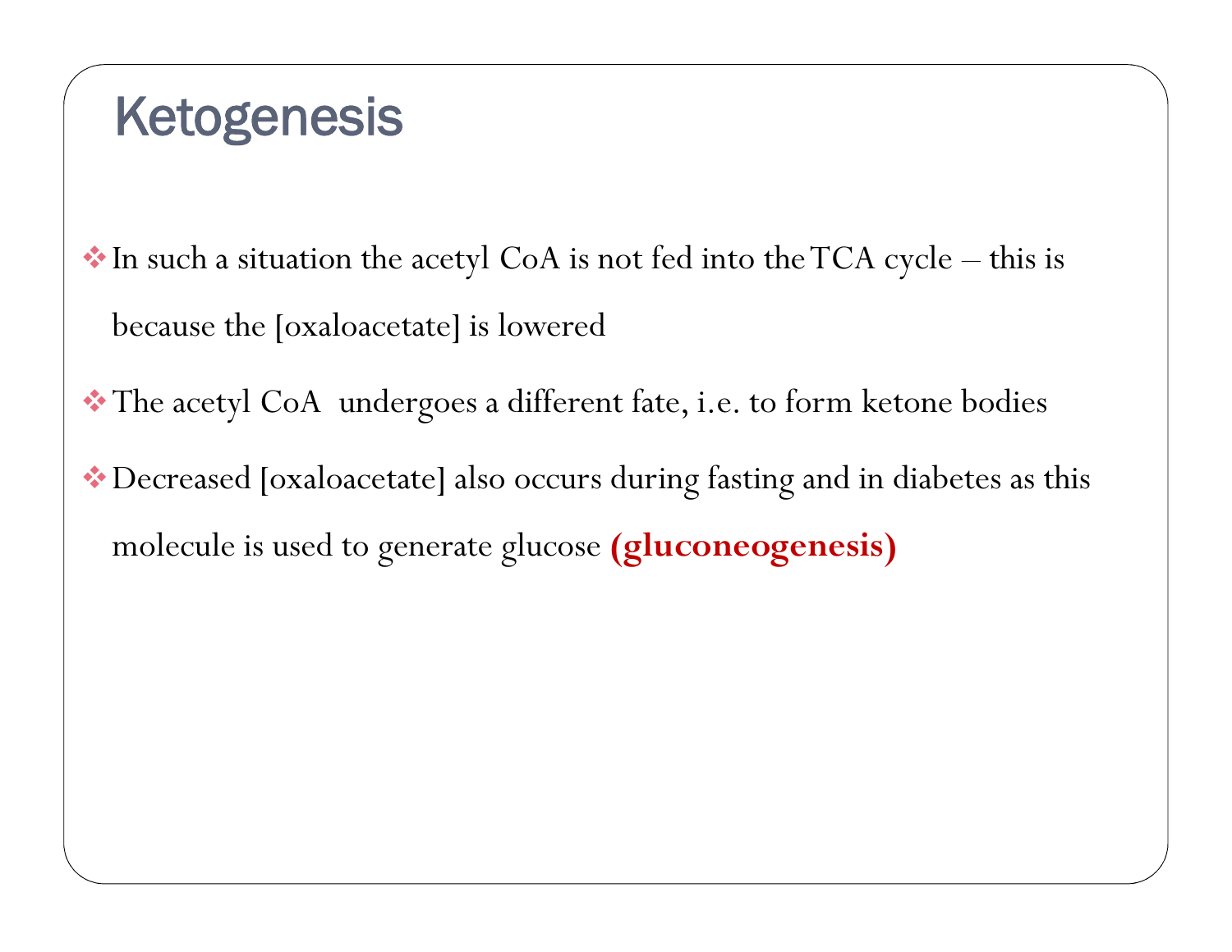# Ketogenesis

- In such a situation the acetyl CoA is not fed into the TCA cycle – this is because the [oxaloacetate] is lowered
- The acetyl CoA  undergoes a different fate, i.e. to form ketone bodies
- Decreased [oxaloacetate] also occurs during fasting and in diabetes as this molecule is used to generate glucose **(gluconeogenesis)**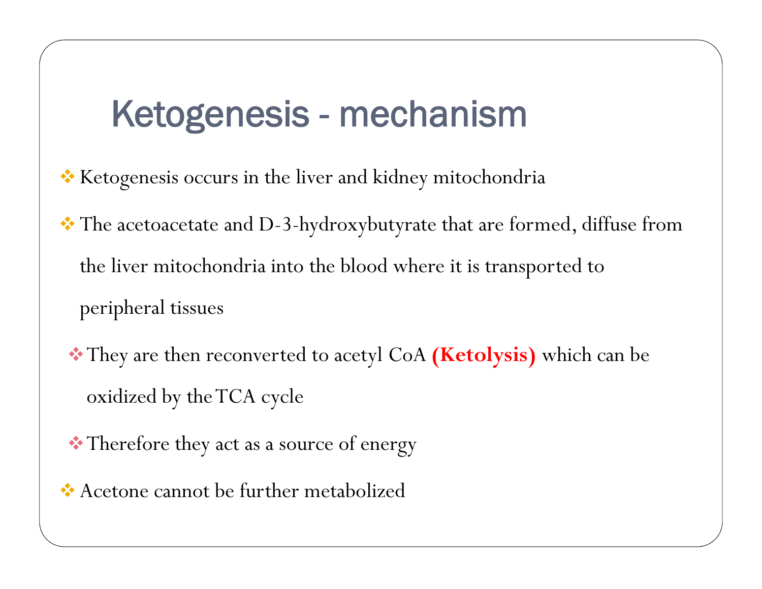# Ketogenesis - mechanism

- Ketogenesis occurs in the liver and kidney mitochondria
- The acetoacetate and D-3-hydroxybutyrate that are formed, diffuse from the liver mitochondria into the blood where it is transported to peripheral tissues
  - They are then reconverted to acetyl CoA **(Ketolysis)** which can be oxidized by the TCA cycle
  - Therefore they act as a source of energy
- Acetone cannot be further metabolized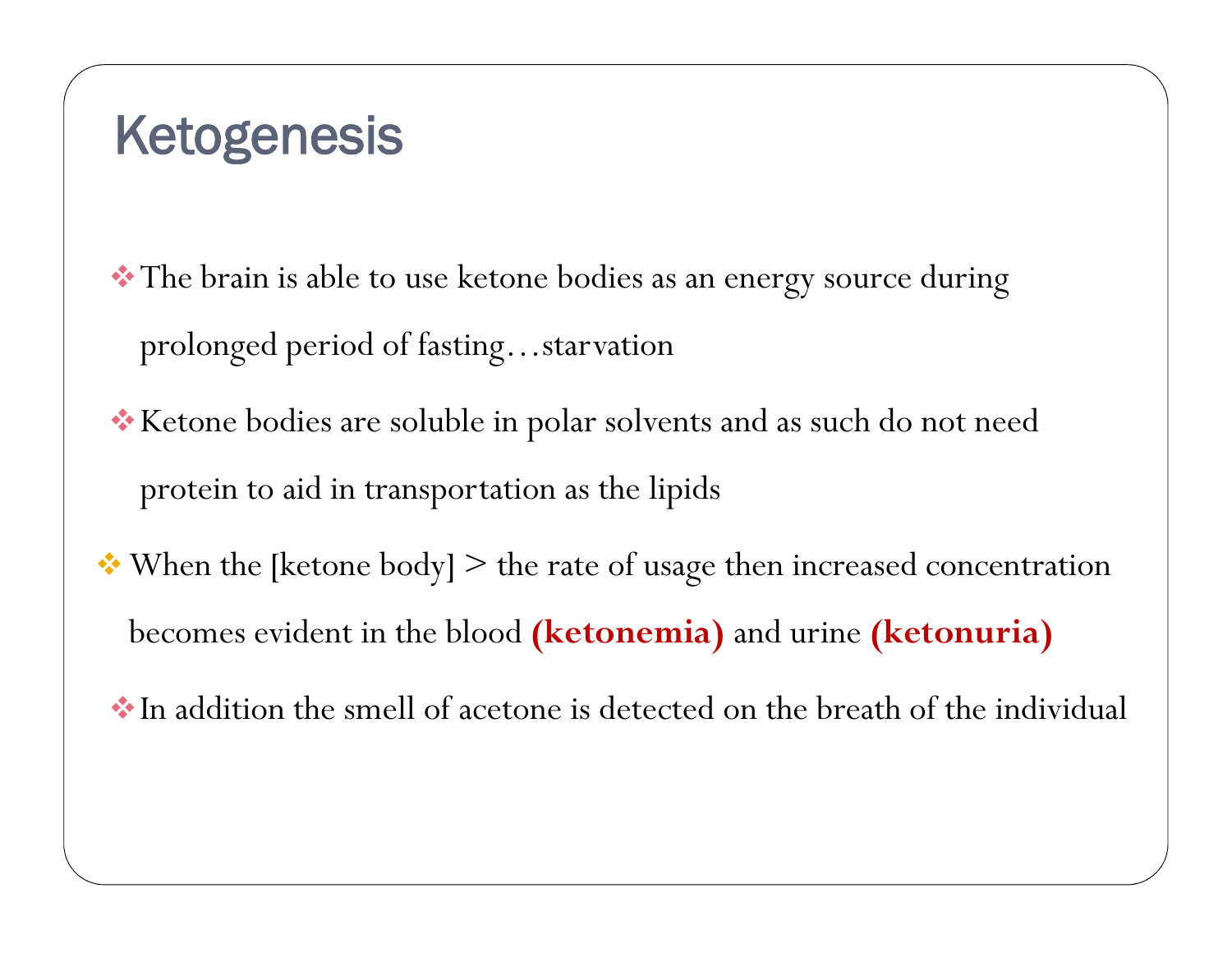# Ketogenesis

- The brain is able to use ketone bodies as an energy source during prolonged period of fasting…starvation
- Ketone bodies are soluble in polar solvents and as such do not need protein to aid in transportation as the lipids
- When the [ketone body] > the rate of usage then increased concentration becomes evident in the blood **(ketonemia)** and urine **(ketonuria)**
- In addition the smell of acetone is detected on the breath of the individual